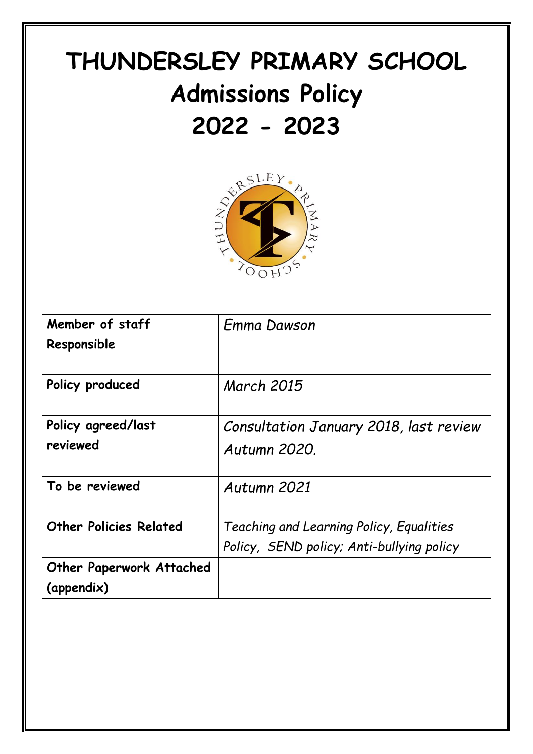# THUNDERSLEY PRIMARY SCHOOL
# Admissions Policy
# 2022 - 2023

| Member of staff Responsible | *Emma Dawson* |
|---|---|
| Policy produced | *March 2015* |
| Policy agreed/last reviewed | *Consultation January 2018, last review Autumn 2020.* |
| To be reviewed | *Autumn 2021* |
| Other Policies Related | *Teaching and Learning Policy, Equalities Policy, SEND policy; Anti-bullying policy* |
| Other Paperwork Attached (appendix) | |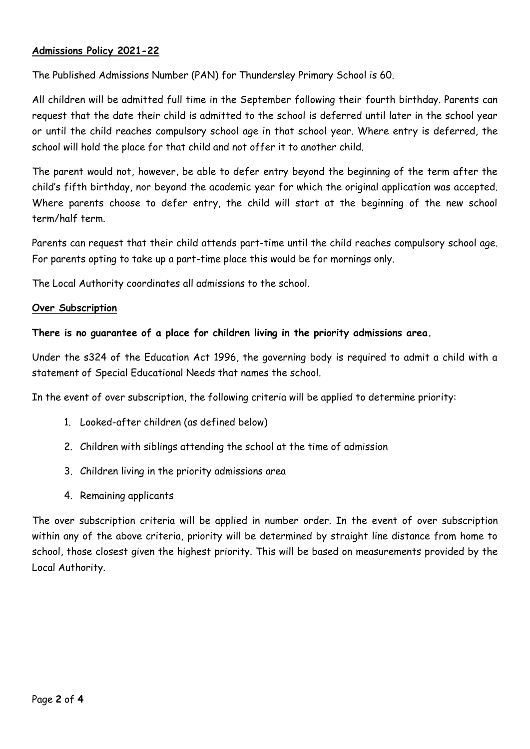## **Admissions Policy 2021-22**

The Published Admissions Number (PAN) for Thundersley Primary School is 60.

All children will be admitted full time in the September following their fourth birthday. Parents can request that the date their child is admitted to the school is deferred until later in the school year or until the child reaches compulsory school age in that school year. Where entry is deferred, the school will hold the place for that child and not offer it to another child.

The parent would not, however, be able to defer entry beyond the beginning of the term after the child's fifth birthday, nor beyond the academic year for which the original application was accepted. Where parents choose to defer entry, the child will start at the beginning of the new school term/half term.

Parents can request that their child attends part-time until the child reaches compulsory school age. For parents opting to take up a part-time place this would be for mornings only.

The Local Authority coordinates all admissions to the school.

### **Over Subscription**

**There is no guarantee of a place for children living in the priority admissions area.**

Under the s324 of the Education Act 1996, the governing body is required to admit a child with a statement of Special Educational Needs that names the school.

In the event of over subscription, the following criteria will be applied to determine priority:

1. Looked-after children (as defined below)
2. Children with siblings attending the school at the time of admission
3. Children living in the priority admissions area
4. Remaining applicants

The over subscription criteria will be applied in number order. In the event of over subscription within any of the above criteria, priority will be determined by straight line distance from home to school, those closest given the highest priority. This will be based on measurements provided by the Local Authority.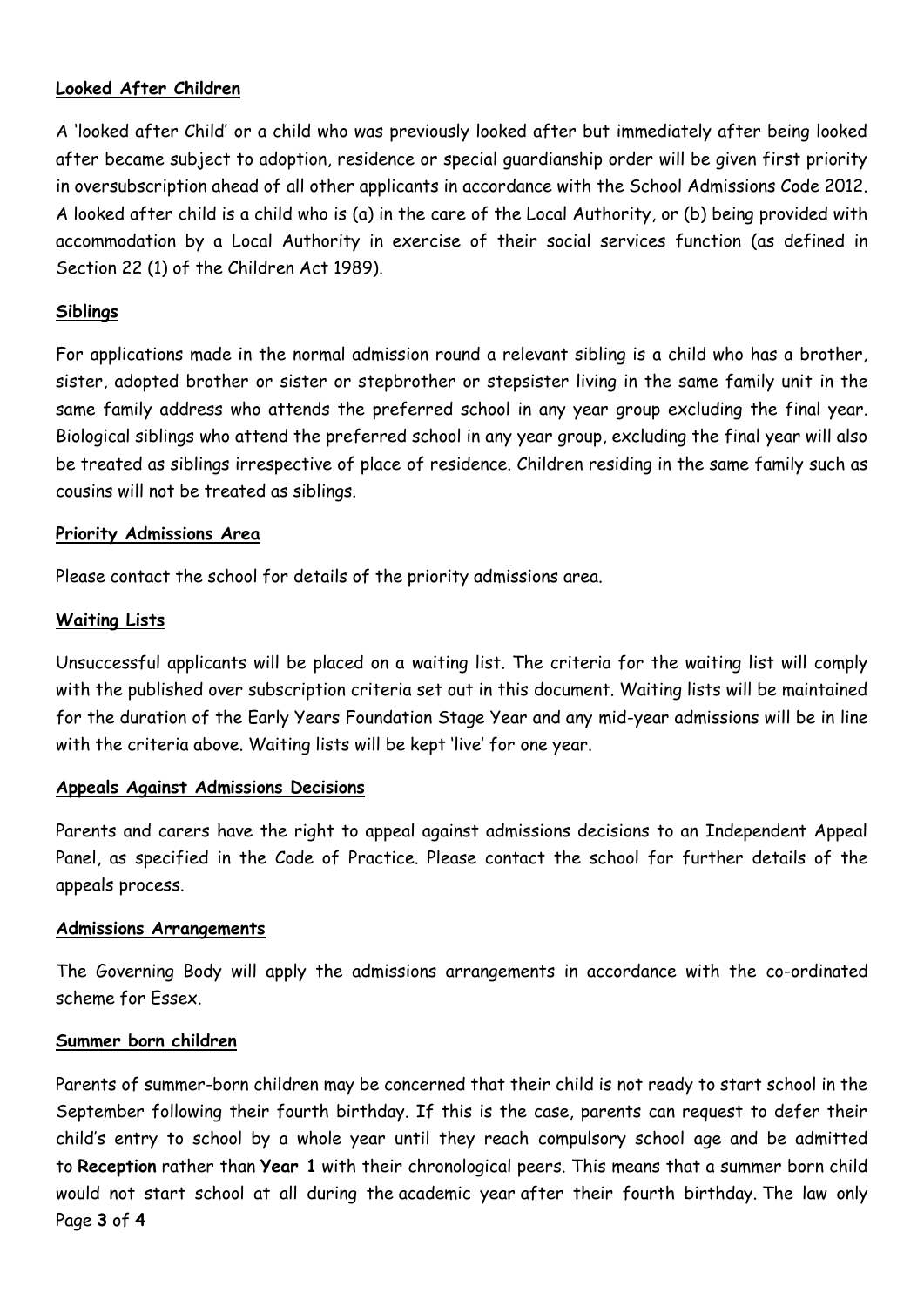**Looked After Children**

A 'looked after Child' or a child who was previously looked after but immediately after being looked after became subject to adoption, residence or special guardianship order will be given first priority in oversubscription ahead of all other applicants in accordance with the School Admissions Code 2012. A looked after child is a child who is (a) in the care of the Local Authority, or (b) being provided with accommodation by a Local Authority in exercise of their social services function (as defined in Section 22 (1) of the Children Act 1989).

**Siblings**

For applications made in the normal admission round a relevant sibling is a child who has a brother, sister, adopted brother or sister or stepbrother or stepsister living in the same family unit in the same family address who attends the preferred school in any year group excluding the final year. Biological siblings who attend the preferred school in any year group, excluding the final year will also be treated as siblings irrespective of place of residence. Children residing in the same family such as cousins will not be treated as siblings.

**Priority Admissions Area**

Please contact the school for details of the priority admissions area.

**Waiting Lists**

Unsuccessful applicants will be placed on a waiting list. The criteria for the waiting list will comply with the published over subscription criteria set out in this document. Waiting lists will be maintained for the duration of the Early Years Foundation Stage Year and any mid-year admissions will be in line with the criteria above. Waiting lists will be kept 'live' for one year.

**Appeals Against Admissions Decisions**

Parents and carers have the right to appeal against admissions decisions to an Independent Appeal Panel, as specified in the Code of Practice. Please contact the school for further details of the appeals process.

**Admissions Arrangements**

The Governing Body will apply the admissions arrangements in accordance with the co-ordinated scheme for Essex.

**Summer born children**

Parents of summer-born children may be concerned that their child is not ready to start school in the September following their fourth birthday. If this is the case, parents can request to defer their child's entry to school by a whole year until they reach compulsory school age and be admitted to **Reception** rather than **Year 1** with their chronological peers. This means that a summer born child would not start school at all during the academic year after their fourth birthday. The law only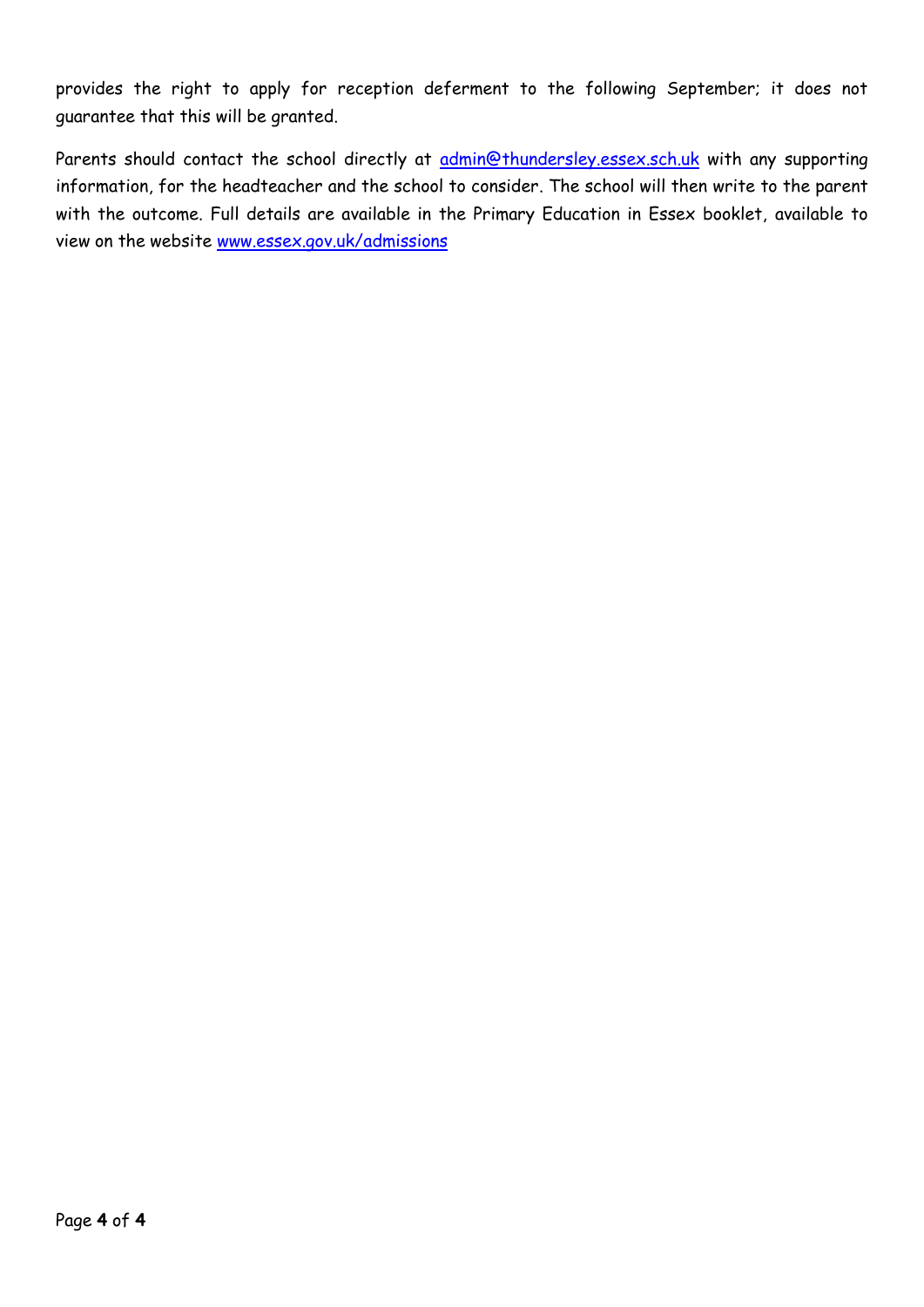provides the right to apply for reception deferment to the following September; it does not guarantee that this will be granted.

Parents should contact the school directly at [admin@thundersley.essex.sch.uk](mailto:admin@thundersley.essex.sch.uk) with any supporting information, for the headteacher and the school to consider. The school will then write to the parent with the outcome. Full details are available in the Primary Education in Essex booklet, available to view on the website [www.essex.gov.uk/admissions](http://www.essex.gov.uk/admissions)